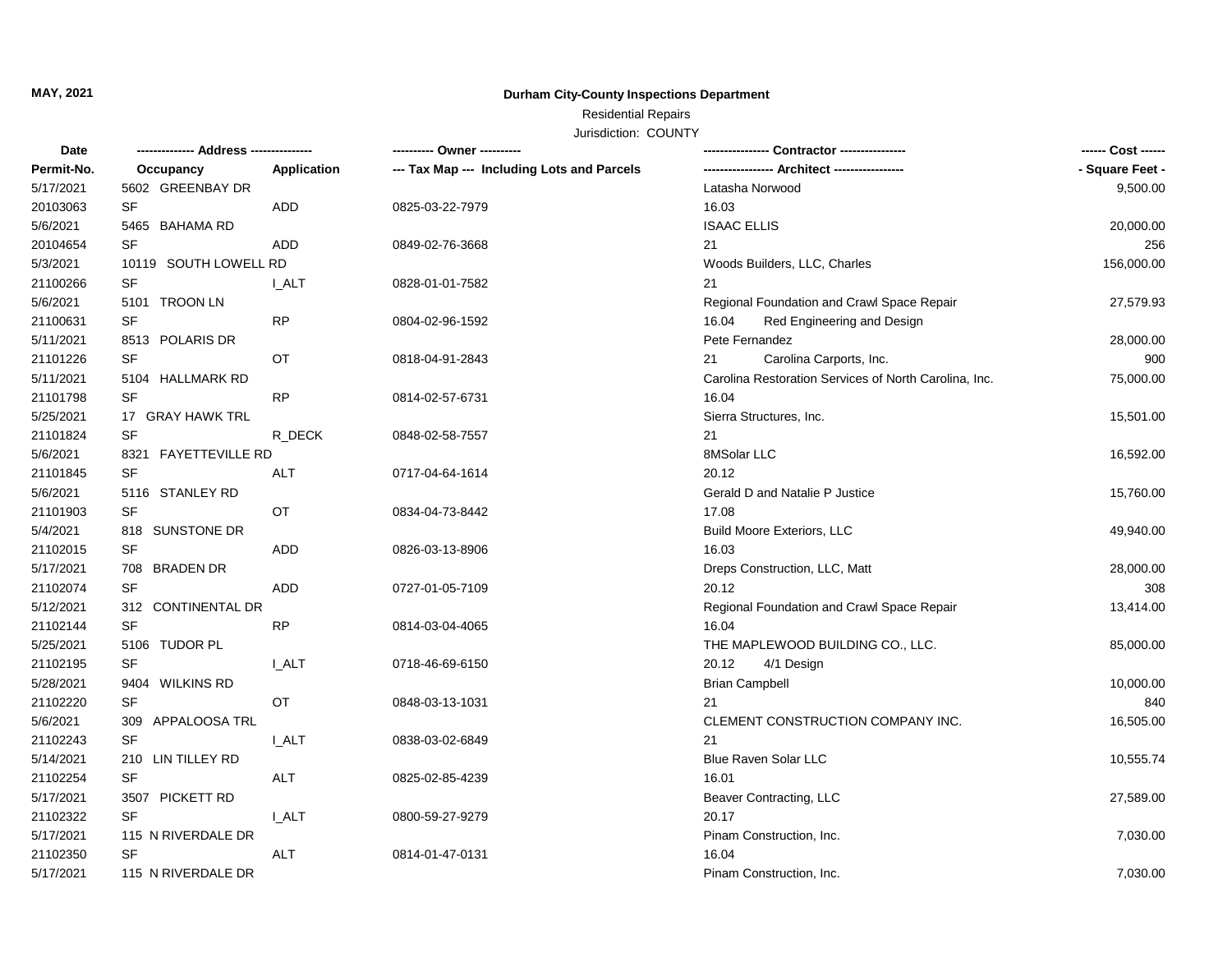**MAY, 2021**

**Durham City-County Inspections Department**

Residential Repairs

Jurisdiction: COUNTY

| Date / Permit-No. | Address / Occupancy | Application | Owner / Tax Map --- Including Lots and Parcels | Contractor / Architect | Cost / Square Feet |
|---|---|---|---|---|---|
| 5/17/2021 | 5602 GREENBAY DR | | | Latasha Norwood | 9,500.00 |
| 20103063 | SF | ADD | 0825-03-22-7979 | 16.03 | |
| 5/6/2021 | 5465 BAHAMA RD | | | ISAAC ELLIS | 20,000.00 |
| 20104654 | SF | ADD | 0849-02-76-3668 | 21 | 256 |
| 5/3/2021 | 10119 SOUTH LOWELL RD | | | Woods Builders, LLC, Charles | 156,000.00 |
| 21100266 | SF | I_ALT | 0828-01-01-7582 | 21 | |
| 5/6/2021 | 5101 TROON LN | | | Regional Foundation and Crawl Space Repair | 27,579.93 |
| 21100631 | SF | RP | 0804-02-96-1592 | 16.04 Red Engineering and Design | |
| 5/11/2021 | 8513 POLARIS DR | | | Pete Fernandez | 28,000.00 |
| 21101226 | SF | OT | 0818-04-91-2843 | 21 Carolina Carports, Inc. | 900 |
| 5/11/2021 | 5104 HALLMARK RD | | | Carolina Restoration Services of North Carolina, Inc. | 75,000.00 |
| 21101798 | SF | RP | 0814-02-57-6731 | 16.04 | |
| 5/25/2021 | 17 GRAY HAWK TRL | | | Sierra Structures, Inc. | 15,501.00 |
| 21101824 | SF | R_DECK | 0848-02-58-7557 | 21 | |
| 5/6/2021 | 8321 FAYETTEVILLE RD | | | 8MSolar LLC | 16,592.00 |
| 21101845 | SF | ALT | 0717-04-64-1614 | 20.12 | |
| 5/6/2021 | 5116 STANLEY RD | | | Gerald D and Natalie P Justice | 15,760.00 |
| 21101903 | SF | OT | 0834-04-73-8442 | 17.08 | |
| 5/4/2021 | 818 SUNSTONE DR | | | Build Moore Exteriors, LLC | 49,940.00 |
| 21102015 | SF | ADD | 0826-03-13-8906 | 16.03 | |
| 5/17/2021 | 708 BRADEN DR | | | Dreps Construction, LLC, Matt | 28,000.00 |
| 21102074 | SF | ADD | 0727-01-05-7109 | 20.12 | 308 |
| 5/12/2021 | 312 CONTINENTAL DR | | | Regional Foundation and Crawl Space Repair | 13,414.00 |
| 21102144 | SF | RP | 0814-03-04-4065 | 16.04 | |
| 5/25/2021 | 5106 TUDOR PL | | | THE MAPLEWOOD BUILDING CO., LLC. | 85,000.00 |
| 21102195 | SF | I_ALT | 0718-46-69-6150 | 20.12 4/1 Design | |
| 5/28/2021 | 9404 WILKINS RD | | | Brian Campbell | 10,000.00 |
| 21102220 | SF | OT | 0848-03-13-1031 | 21 | 840 |
| 5/6/2021 | 309 APPALOOSA TRL | | | CLEMENT CONSTRUCTION COMPANY INC. | 16,505.00 |
| 21102243 | SF | I_ALT | 0838-03-02-6849 | 21 | |
| 5/14/2021 | 210 LIN TILLEY RD | | | Blue Raven Solar LLC | 10,555.74 |
| 21102254 | SF | ALT | 0825-02-85-4239 | 16.01 | |
| 5/17/2021 | 3507 PICKETT RD | | | Beaver Contracting, LLC | 27,589.00 |
| 21102322 | SF | I_ALT | 0800-59-27-9279 | 20.17 | |
| 5/17/2021 | 115 N RIVERDALE DR | | | Pinam Construction, Inc. | 7,030.00 |
| 21102350 | SF | ALT | 0814-01-47-0131 | 16.04 | |
| 5/17/2021 | 115 N RIVERDALE DR | | | Pinam Construction, Inc. | 7,030.00 |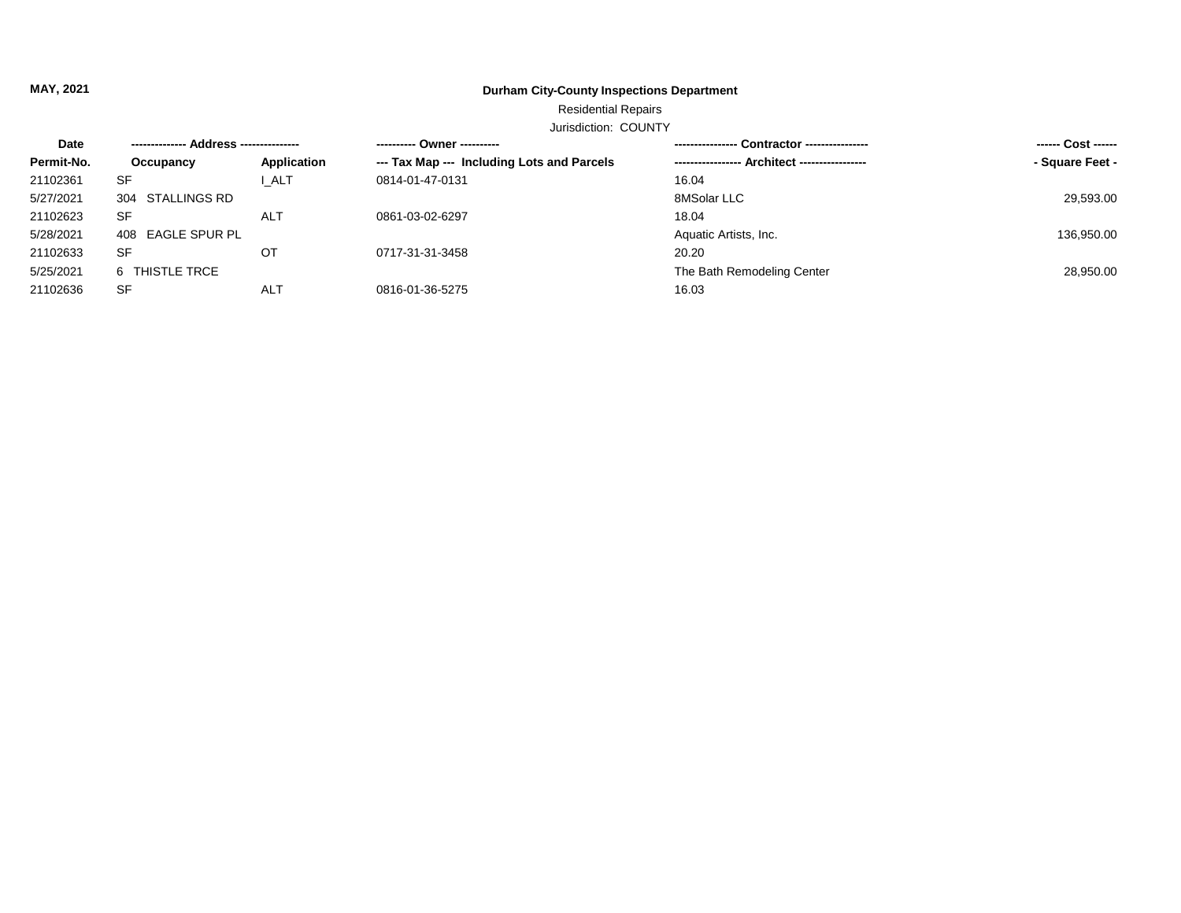**MAY, 2021**

**Durham City-County Inspections Department**

Residential Repairs

Jurisdiction: COUNTY

| Date | -------------- Address --------------- | | ---------- Owner ---------- | ---------------- Contractor ---------------- | ------ Cost ------ |
|---|---|---|---|---|---|
| **Permit-No.** | **Occupancy** | **Application** | **--- Tax Map --- Including Lots and Parcels** | **----------------- Architect -----------------** | **- Square Feet -** |
| 21102361 | SF | I_ALT | 0814-01-47-0131 | 16.04 | |
| 5/27/2021 | 304 STALLINGS RD | | | 8MSolar LLC | 29,593.00 |
| 21102623 | SF | ALT | 0861-03-02-6297 | 18.04 | |
| 5/28/2021 | 408 EAGLE SPUR PL | | | Aquatic Artists, Inc. | 136,950.00 |
| 21102633 | SF | OT | 0717-31-31-3458 | 20.20 | |
| 5/25/2021 | 6 THISTLE TRCE | | | The Bath Remodeling Center | 28,950.00 |
| 21102636 | SF | ALT | 0816-01-36-5275 | 16.03 | |